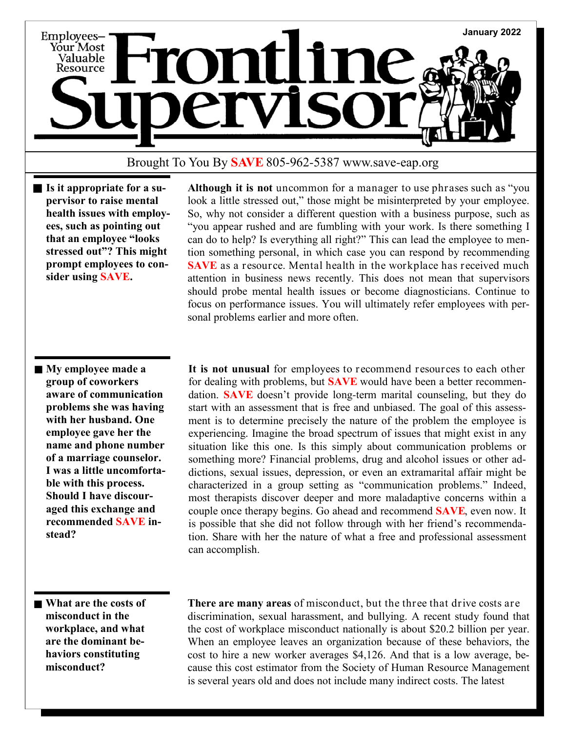# Frontline Supervisor

Employees—Your Most Valuable Resource

January 2022

Brought To You By **SAVE** 805-962-5387 www.save-eap.org

**Is it appropriate for a supervisor to raise mental health issues with employees, such as pointing out that an employee "looks stressed out"? This might prompt employees to consider using SAVE.**

**Although it is not** uncommon for a manager to use phrases such as "you look a little stressed out," those might be misinterpreted by your employee. So, why not consider a different question with a business purpose, such as "you appear rushed and are fumbling with your work. Is there something I can do to help? Is everything all right?" This can lead the employee to mention something personal, in which case you can respond by recommending **SAVE** as a resource. Mental health in the workplace has received much attention in business news recently. This does not mean that supervisors should probe mental health issues or become diagnosticians. Continue to focus on performance issues. You will ultimately refer employees with personal problems earlier and more often.

**My employee made a group of coworkers aware of communication problems she was having with her husband. One employee gave her the name and phone number of a marriage counselor. I was a little uncomfortable with this process. Should I have discouraged this exchange and recommended SAVE instead?**

**It is not unusual** for employees to recommend resources to each other for dealing with problems, but **SAVE** would have been a better recommendation. **SAVE** doesn't provide long-term marital counseling, but they do start with an assessment that is free and unbiased. The goal of this assessment is to determine precisely the nature of the problem the employee is experiencing. Imagine the broad spectrum of issues that might exist in any situation like this one. Is this simply about communication problems or something more? Financial problems, drug and alcohol issues or other addictions, sexual issues, depression, or even an extramarital affair might be characterized in a group setting as "communication problems." Indeed, most therapists discover deeper and more maladaptive concerns within a couple once therapy begins. Go ahead and recommend **SAVE**, even now. It is possible that she did not follow through with her friend's recommendation. Share with her the nature of what a free and professional assessment can accomplish.

**What are the costs of misconduct in the workplace, and what are the dominant behaviors constituting misconduct?**

**There are many areas** of misconduct, but the three that drive costs are discrimination, sexual harassment, and bullying. A recent study found that the cost of workplace misconduct nationally is about $20.2 billion per year. When an employee leaves an organization because of these behaviors, the cost to hire a new worker averages $4,126. And that is a low average, because this cost estimator from the Society of Human Resource Management is several years old and does not include many indirect costs. The latest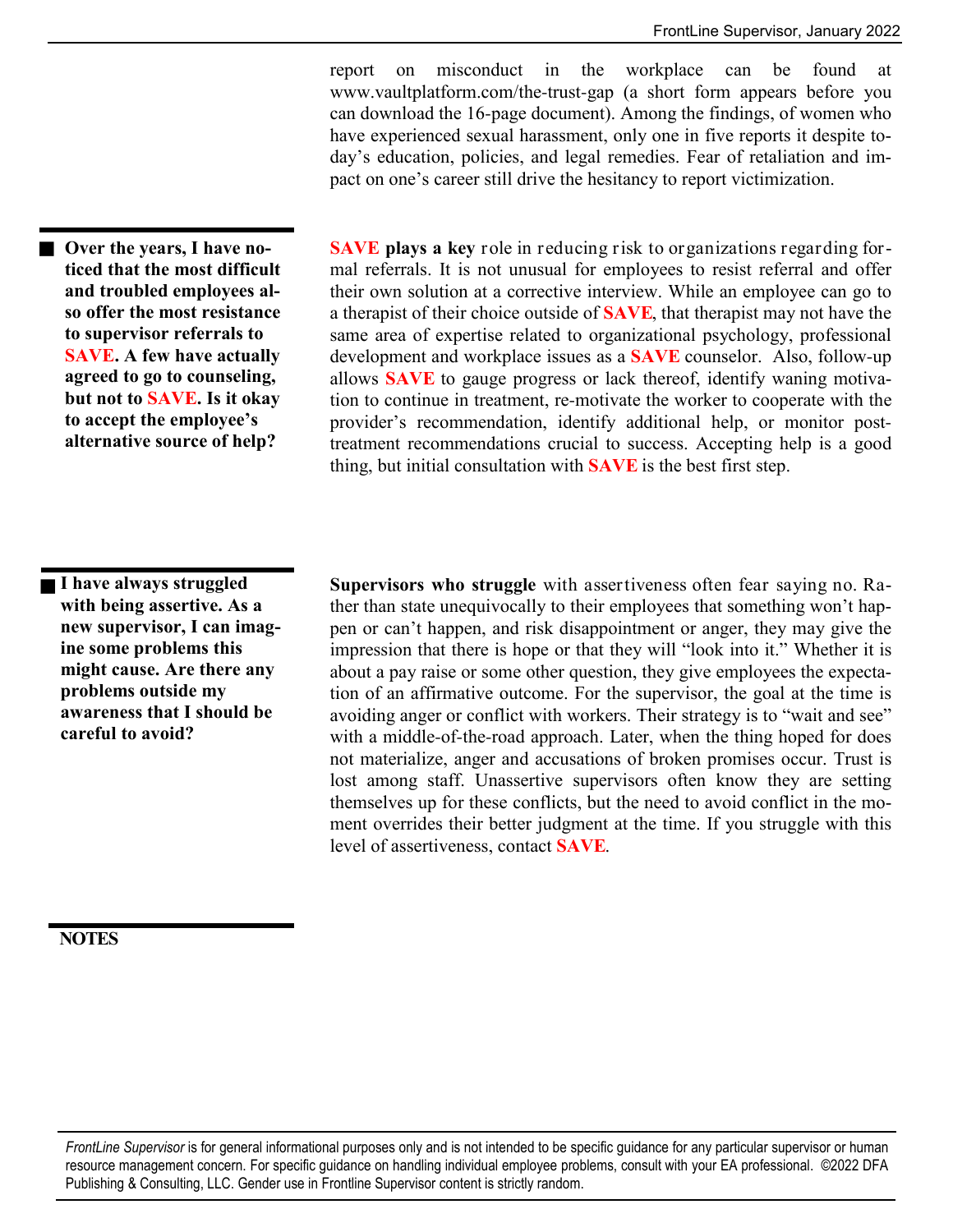report on misconduct in the workplace can be found at www.vaultplatform.com/the-trust-gap (a short form appears before you can download the 16-page document). Among the findings, of women who have experienced sexual harassment, only one in five reports it despite today's education, policies, and legal remedies. Fear of retaliation and impact on one's career still drive the hesitancy to report victimization.

**Over the years, I have noticed that the most difficult and troubled employees also offer the most resistance to supervisor referrals to SAVE. A few have actually agreed to go to counseling, but not to SAVE. Is it okay to accept the employee's alternative source of help?**

**SAVE plays a key** role in reducing risk to organizations regarding formal referrals. It is not unusual for employees to resist referral and offer their own solution at a corrective interview. While an employee can go to a therapist of their choice outside of **SAVE**, that therapist may not have the same area of expertise related to organizational psychology, professional development and workplace issues as a **SAVE** counselor. Also, follow-up allows **SAVE** to gauge progress or lack thereof, identify waning motivation to continue in treatment, re-motivate the worker to cooperate with the provider's recommendation, identify additional help, or monitor post-treatment recommendations crucial to success. Accepting help is a good thing, but initial consultation with **SAVE** is the best first step.

**I have always struggled with being assertive. As a new supervisor, I can imagine some problems this might cause. Are there any problems outside my awareness that I should be careful to avoid?**

**Supervisors who struggle** with assertiveness often fear saying no. Rather than state unequivocally to their employees that something won't happen or can't happen, and risk disappointment or anger, they may give the impression that there is hope or that they will "look into it." Whether it is about a pay raise or some other question, they give employees the expectation of an affirmative outcome. For the supervisor, the goal at the time is avoiding anger or conflict with workers. Their strategy is to "wait and see" with a middle-of-the-road approach. Later, when the thing hoped for does not materialize, anger and accusations of broken promises occur. Trust is lost among staff. Unassertive supervisors often know they are setting themselves up for these conflicts, but the need to avoid conflict in the moment overrides their better judgment at the time. If you struggle with this level of assertiveness, contact **SAVE**.

**NOTES**

*FrontLine Supervisor* is for general informational purposes only and is not intended to be specific guidance for any particular supervisor or human resource management concern. For specific guidance on handling individual employee problems, consult with your EA professional. ©2022 DFA Publishing & Consulting, LLC. Gender use in Frontline Supervisor content is strictly random.